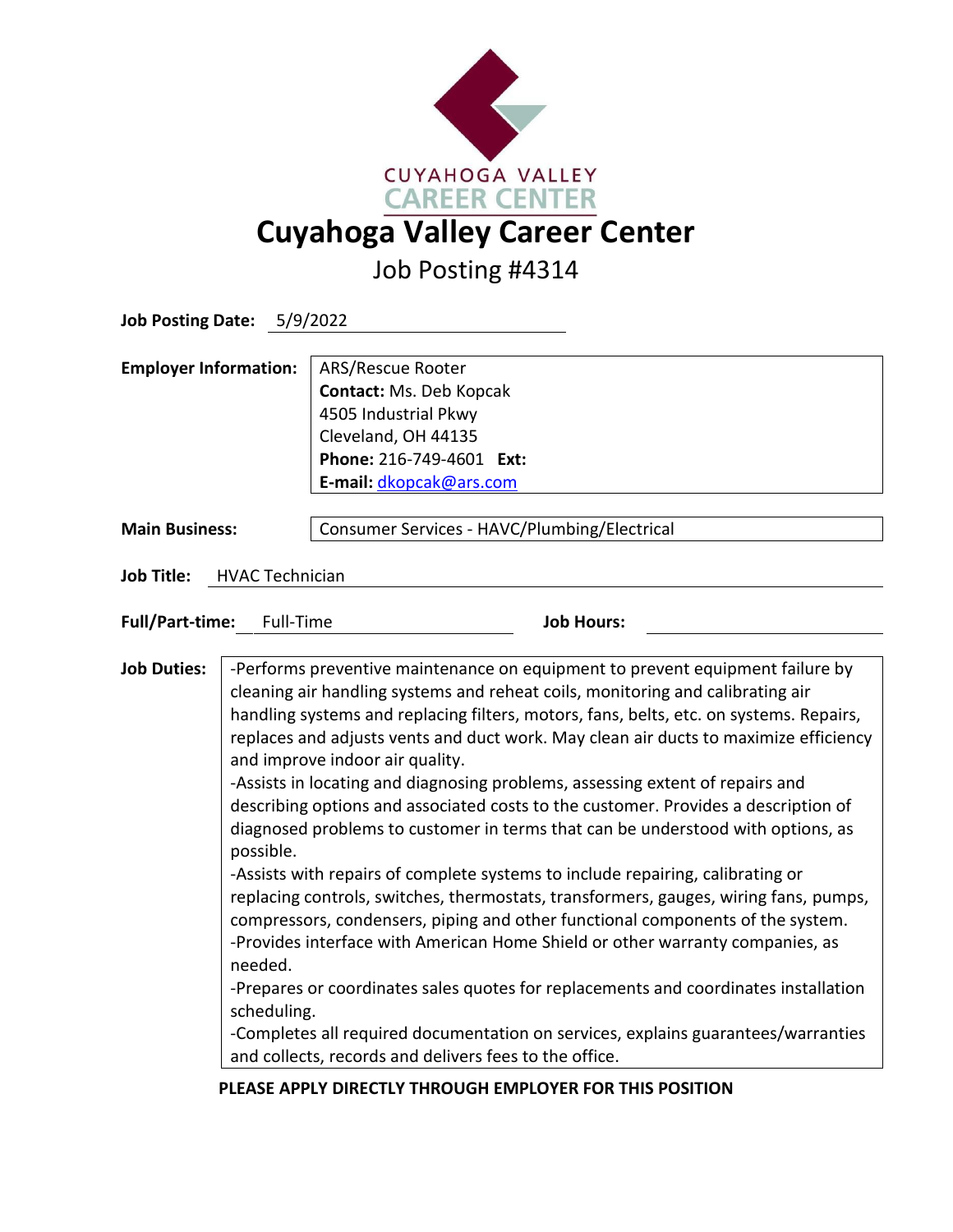CUYAHOGA VALLEY
CAREER CENTER

# Cuyahoga Valley Career Center

## Job Posting #4314

**Job Posting Date:** 5/9/2022

**Employer Information:**
ARS/Rescue Rooter
**Contact:** Ms. Deb Kopcak
4505 Industrial Pkwy
Cleveland, OH 44135
**Phone:** 216-749-4601 **Ext:**
**E-mail:** dkopcak@ars.com

**Main Business:** Consumer Services - HAVC/Plumbing/Electrical

**Job Title:** HVAC Technician

**Full/Part-time:** Full-Time **Job Hours:**

**Job Duties:**

-Performs preventive maintenance on equipment to prevent equipment failure by cleaning air handling systems and reheat coils, monitoring and calibrating air handling systems and replacing filters, motors, fans, belts, etc. on systems. Repairs, replaces and adjusts vents and duct work. May clean air ducts to maximize efficiency and improve indoor air quality.

-Assists in locating and diagnosing problems, assessing extent of repairs and describing options and associated costs to the customer. Provides a description of diagnosed problems to customer in terms that can be understood with options, as possible.

-Assists with repairs of complete systems to include repairing, calibrating or replacing controls, switches, thermostats, transformers, gauges, wiring fans, pumps, compressors, condensers, piping and other functional components of the system.

-Provides interface with American Home Shield or other warranty companies, as needed.

-Prepares or coordinates sales quotes for replacements and coordinates installation scheduling.

-Completes all required documentation on services, explains guarantees/warranties and collects, records and delivers fees to the office.

**PLEASE APPLY DIRECTLY THROUGH EMPLOYER FOR THIS POSITION**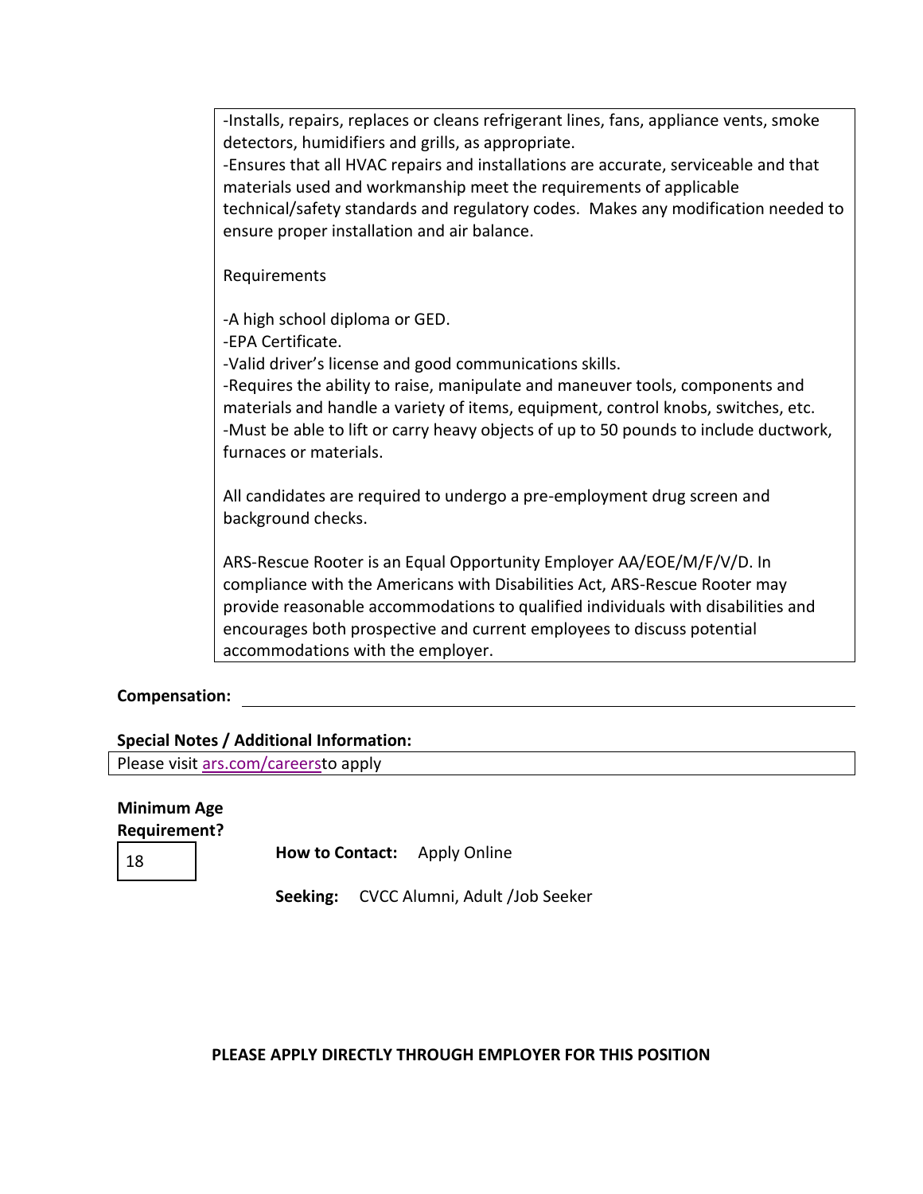-Installs, repairs, replaces or cleans refrigerant lines, fans, appliance vents, smoke detectors, humidifiers and grills, as appropriate.
-Ensures that all HVAC repairs and installations are accurate, serviceable and that materials used and workmanship meet the requirements of applicable technical/safety standards and regulatory codes. Makes any modification needed to ensure proper installation and air balance.

Requirements

-A high school diploma or GED.
-EPA Certificate.
-Valid driver's license and good communications skills.
-Requires the ability to raise, manipulate and maneuver tools, components and materials and handle a variety of items, equipment, control knobs, switches, etc.
-Must be able to lift or carry heavy objects of up to 50 pounds to include ductwork, furnaces or materials.

All candidates are required to undergo a pre-employment drug screen and background checks.

ARS-Rescue Rooter is an Equal Opportunity Employer AA/EOE/M/F/V/D. In compliance with the Americans with Disabilities Act, ARS-Rescue Rooter may provide reasonable accommodations to qualified individuals with disabilities and encourages both prospective and current employees to discuss potential accommodations with the employer.

**Compensation:**

**Special Notes / Additional Information:**

Please visit ars.com/careersto apply

**Minimum Age Requirement?**

18

**How to Contact:** Apply Online

**Seeking:** CVCC Alumni, Adult /Job Seeker

**PLEASE APPLY DIRECTLY THROUGH EMPLOYER FOR THIS POSITION**